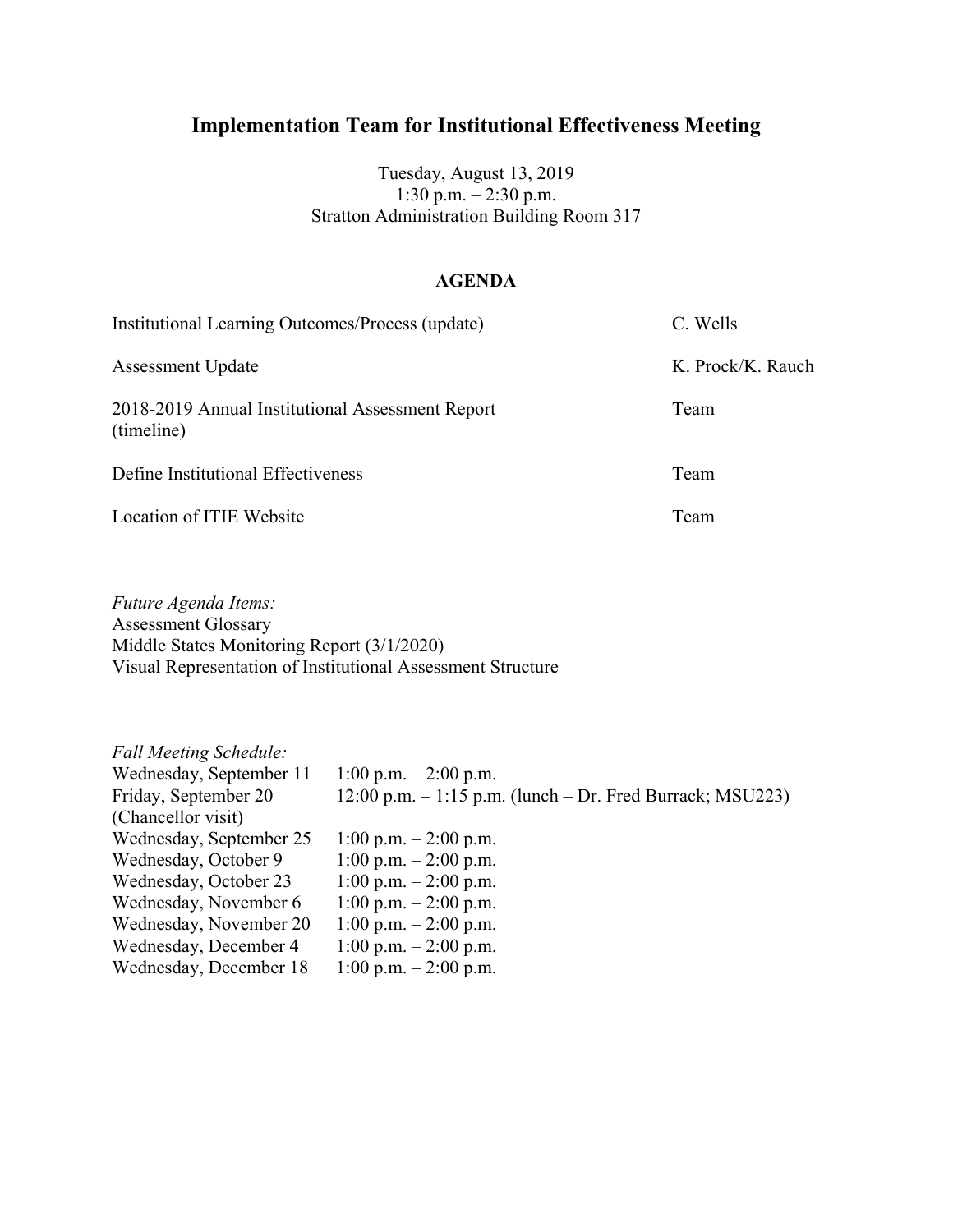# Implementation Team for Institutional Effectiveness Meeting

Tuesday, August 13, 2019
1:30 p.m. – 2:30 p.m.
Stratton Administration Building Room 317

## AGENDA

| | |
|---|---|
| Institutional Learning Outcomes/Process (update) | C. Wells |
| Assessment Update | K. Prock/K. Rauch |
| 2018-2019 Annual Institutional Assessment Report (timeline) | Team |
| Define Institutional Effectiveness | Team |
| Location of ITIE Website | Team |

*Future Agenda Items:*
Assessment Glossary
Middle States Monitoring Report (3/1/2020)
Visual Representation of Institutional Assessment Structure

*Fall Meeting Schedule:*

| | |
|---|---|
| Wednesday, September 11 | 1:00 p.m. – 2:00 p.m. |
| Friday, September 20 (Chancellor visit) | 12:00 p.m. – 1:15 p.m. (lunch – Dr. Fred Burrack; MSU223) |
| Wednesday, September 25 | 1:00 p.m. – 2:00 p.m. |
| Wednesday, October 9 | 1:00 p.m. – 2:00 p.m. |
| Wednesday, October 23 | 1:00 p.m. – 2:00 p.m. |
| Wednesday, November 6 | 1:00 p.m. – 2:00 p.m. |
| Wednesday, November 20 | 1:00 p.m. – 2:00 p.m. |
| Wednesday, December 4 | 1:00 p.m. – 2:00 p.m. |
| Wednesday, December 18 | 1:00 p.m. – 2:00 p.m. |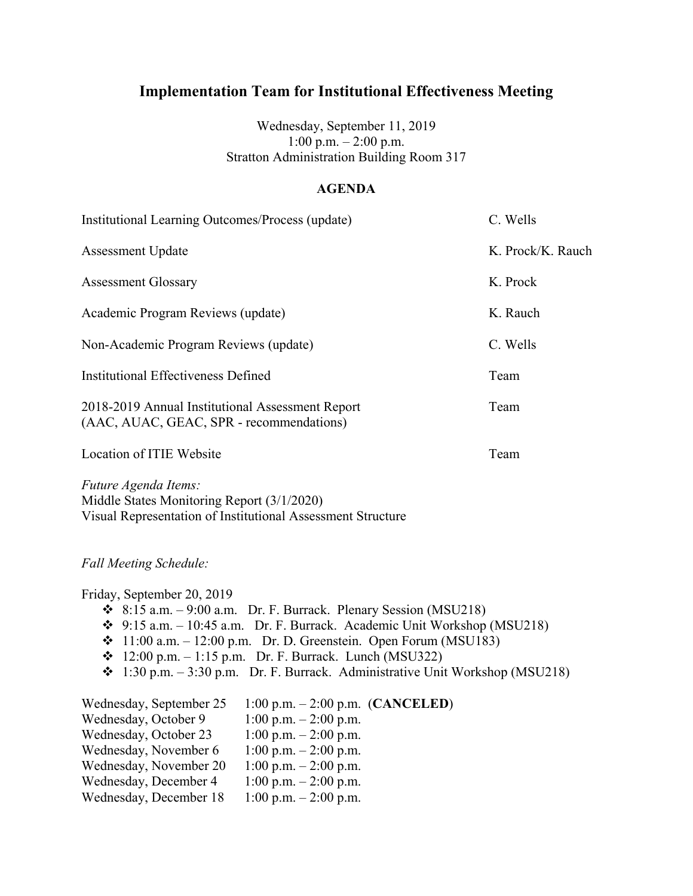# Implementation Team for Institutional Effectiveness Meeting

Wednesday, September 11, 2019
1:00 p.m. – 2:00 p.m.
Stratton Administration Building Room 317

## AGENDA

| | |
|---|---|
| Institutional Learning Outcomes/Process (update) | C. Wells |
| Assessment Update | K. Prock/K. Rauch |
| Assessment Glossary | K. Prock |
| Academic Program Reviews (update) | K. Rauch |
| Non-Academic Program Reviews (update) | C. Wells |
| Institutional Effectiveness Defined | Team |
| 2018-2019 Annual Institutional Assessment Report (AAC, AUAC, GEAC, SPR - recommendations) | Team |
| Location of ITIE Website | Team |

*Future Agenda Items:*
Middle States Monitoring Report (3/1/2020)
Visual Representation of Institutional Assessment Structure

*Fall Meeting Schedule:*

Friday, September 20, 2019

- 8:15 a.m. – 9:00 a.m. Dr. F. Burrack. Plenary Session (MSU218)
- 9:15 a.m. – 10:45 a.m. Dr. F. Burrack. Academic Unit Workshop (MSU218)
- 11:00 a.m. – 12:00 p.m. Dr. D. Greenstein. Open Forum (MSU183)
- 12:00 p.m. – 1:15 p.m. Dr. F. Burrack. Lunch (MSU322)
- 1:30 p.m. – 3:30 p.m. Dr. F. Burrack. Administrative Unit Workshop (MSU218)

| | |
|---|---|
| Wednesday, September 25 | 1:00 p.m. – 2:00 p.m. (**CANCELED**) |
| Wednesday, October 9 | 1:00 p.m. – 2:00 p.m. |
| Wednesday, October 23 | 1:00 p.m. – 2:00 p.m. |
| Wednesday, November 6 | 1:00 p.m. – 2:00 p.m. |
| Wednesday, November 20 | 1:00 p.m. – 2:00 p.m. |
| Wednesday, December 4 | 1:00 p.m. – 2:00 p.m. |
| Wednesday, December 18 | 1:00 p.m. – 2:00 p.m. |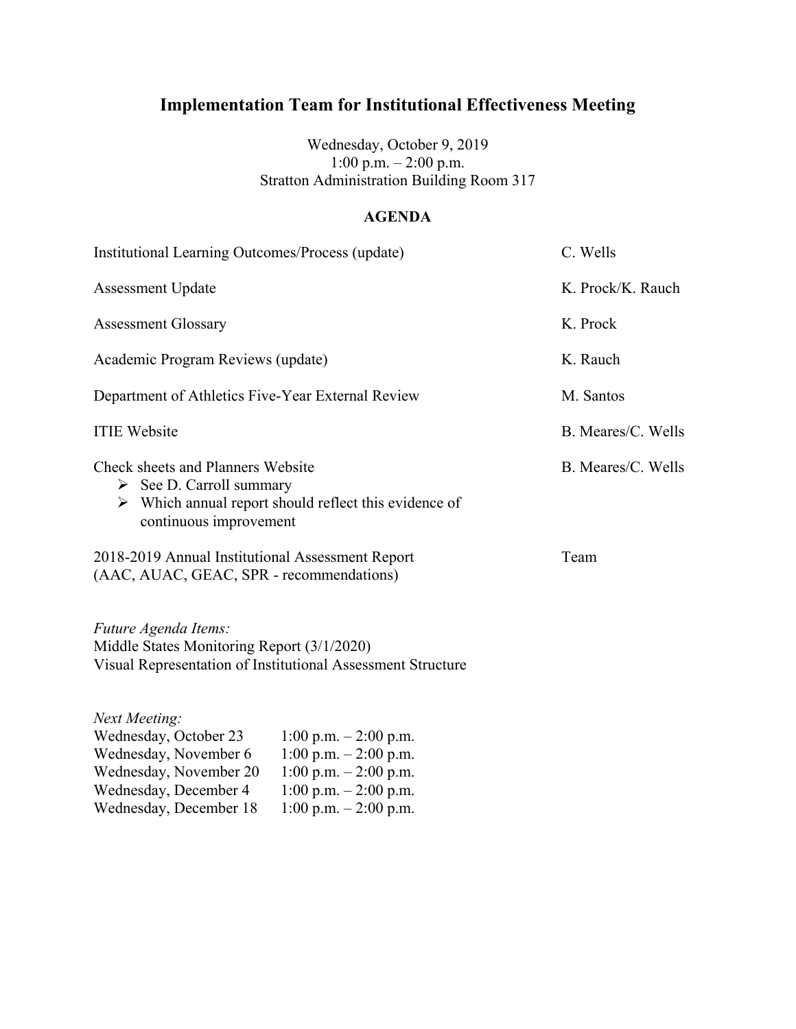# Implementation Team for Institutional Effectiveness Meeting

Wednesday, October 9, 2019
1:00 p.m. – 2:00 p.m.
Stratton Administration Building Room 317

## AGENDA

| Item | Presenter |
|---|---|
| Institutional Learning Outcomes/Process (update) | C. Wells |
| Assessment Update | K. Prock/K. Rauch |
| Assessment Glossary | K. Prock |
| Academic Program Reviews (update) | K. Rauch |
| Department of Athletics Five-Year External Review | M. Santos |
| ITIE Website | B. Meares/C. Wells |
| Check sheets and Planners Website<br>➢ See D. Carroll summary<br>➢ Which annual report should reflect this evidence of continuous improvement | B. Meares/C. Wells |
| 2018-2019 Annual Institutional Assessment Report (AAC, AUAC, GEAC, SPR - recommendations) | Team |

*Future Agenda Items:*
Middle States Monitoring Report (3/1/2020)
Visual Representation of Institutional Assessment Structure

*Next Meeting:*

| | |
|---|---|
| Wednesday, October 23 | 1:00 p.m. – 2:00 p.m. |
| Wednesday, November 6 | 1:00 p.m. – 2:00 p.m. |
| Wednesday, November 20 | 1:00 p.m. – 2:00 p.m. |
| Wednesday, December 4 | 1:00 p.m. – 2:00 p.m. |
| Wednesday, December 18 | 1:00 p.m. – 2:00 p.m. |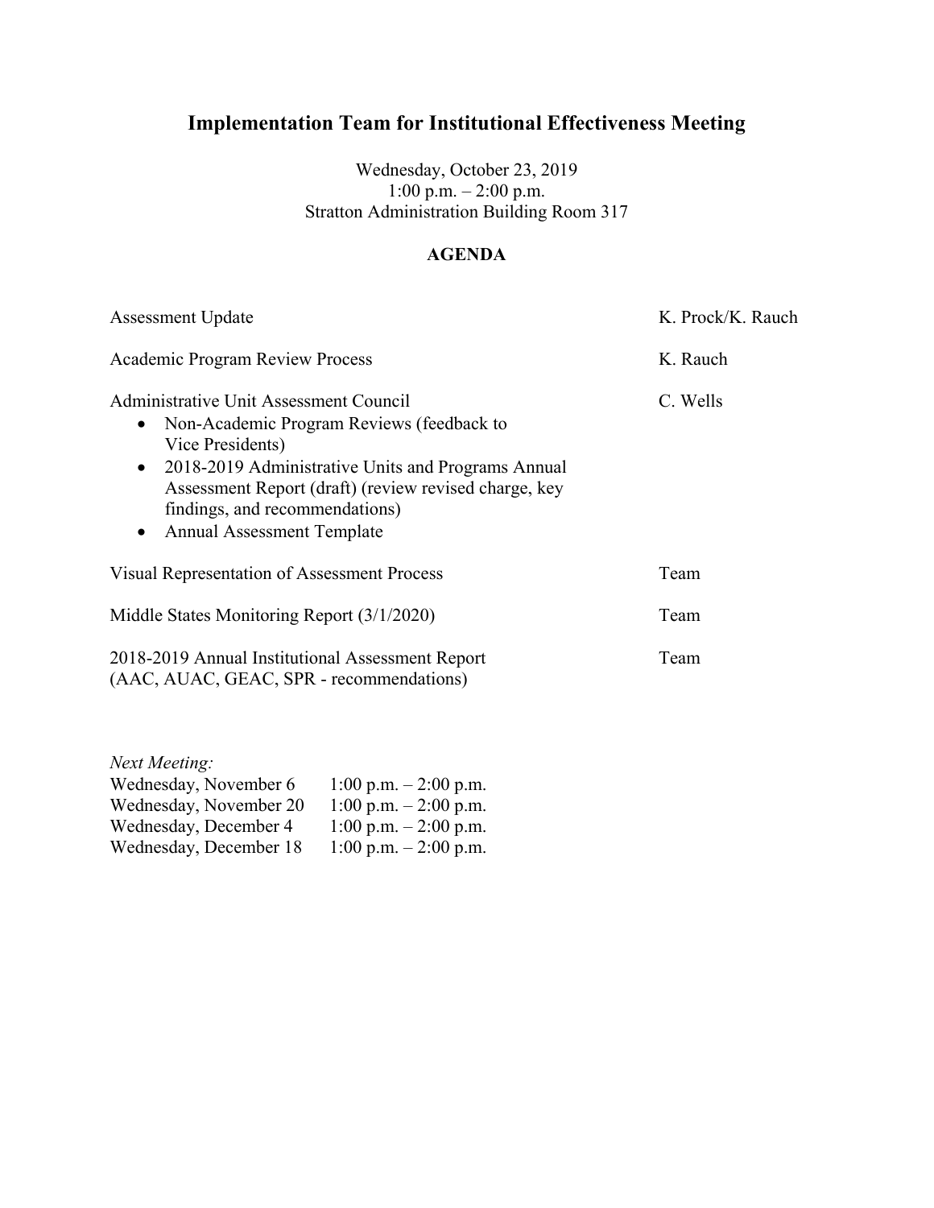# Implementation Team for Institutional Effectiveness Meeting

Wednesday, October 23, 2019
1:00 p.m. – 2:00 p.m.
Stratton Administration Building Room 317

## AGENDA

| Item | Presenter |
| --- | --- |
| Assessment Update | K. Prock/K. Rauch |
| Academic Program Review Process | K. Rauch |
| Administrative Unit Assessment Council<br>• Non-Academic Program Reviews (feedback to Vice Presidents)<br>• 2018-2019 Administrative Units and Programs Annual Assessment Report (draft) (review revised charge, key findings, and recommendations)<br>• Annual Assessment Template | C. Wells |
| Visual Representation of Assessment Process | Team |
| Middle States Monitoring Report (3/1/2020) | Team |
| 2018-2019 Annual Institutional Assessment Report (AAC, AUAC, GEAC, SPR - recommendations) | Team |

*Next Meeting:*

| | |
| --- | --- |
| Wednesday, November 6 | 1:00 p.m. – 2:00 p.m. |
| Wednesday, November 20 | 1:00 p.m. – 2:00 p.m. |
| Wednesday, December 4 | 1:00 p.m. – 2:00 p.m. |
| Wednesday, December 18 | 1:00 p.m. – 2:00 p.m. |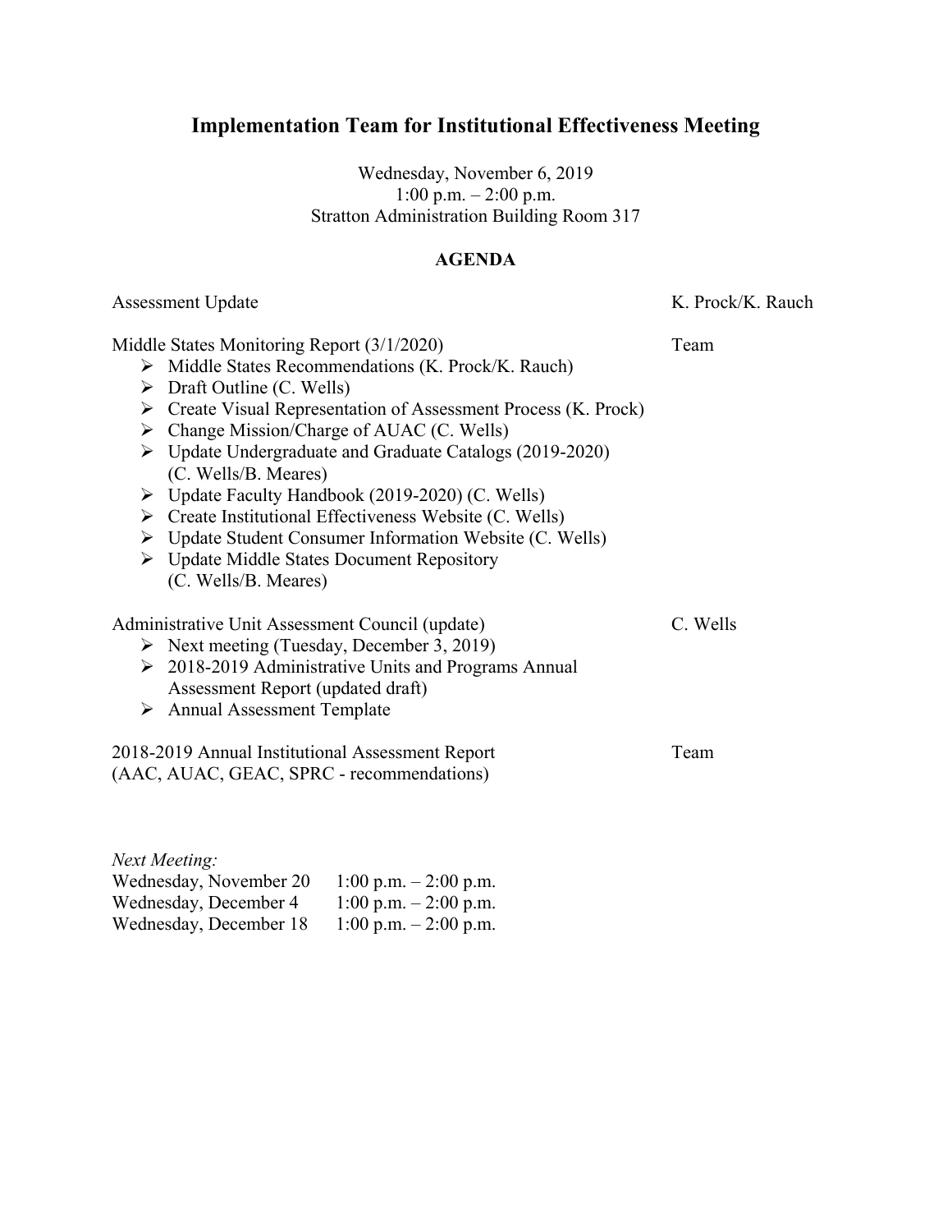# Implementation Team for Institutional Effectiveness Meeting

Wednesday, November 6, 2019
1:00 p.m. – 2:00 p.m.
Stratton Administration Building Room 317

**AGENDA**

Assessment Update — K. Prock/K. Rauch

Middle States Monitoring Report (3/1/2020) — Team

- Middle States Recommendations (K. Prock/K. Rauch)
- Draft Outline (C. Wells)
- Create Visual Representation of Assessment Process (K. Prock)
- Change Mission/Charge of AUAC (C. Wells)
- Update Undergraduate and Graduate Catalogs (2019-2020) (C. Wells/B. Meares)
- Update Faculty Handbook (2019-2020) (C. Wells)
- Create Institutional Effectiveness Website (C. Wells)
- Update Student Consumer Information Website (C. Wells)
- Update Middle States Document Repository (C. Wells/B. Meares)

Administrative Unit Assessment Council (update) — C. Wells

- Next meeting (Tuesday, December 3, 2019)
- 2018-2019 Administrative Units and Programs Annual Assessment Report (updated draft)
- Annual Assessment Template

2018-2019 Annual Institutional Assessment Report (AAC, AUAC, GEAC, SPRC - recommendations) — Team

*Next Meeting:*

Wednesday, November 20 — 1:00 p.m. – 2:00 p.m.
Wednesday, December 4 — 1:00 p.m. – 2:00 p.m.
Wednesday, December 18 — 1:00 p.m. – 2:00 p.m.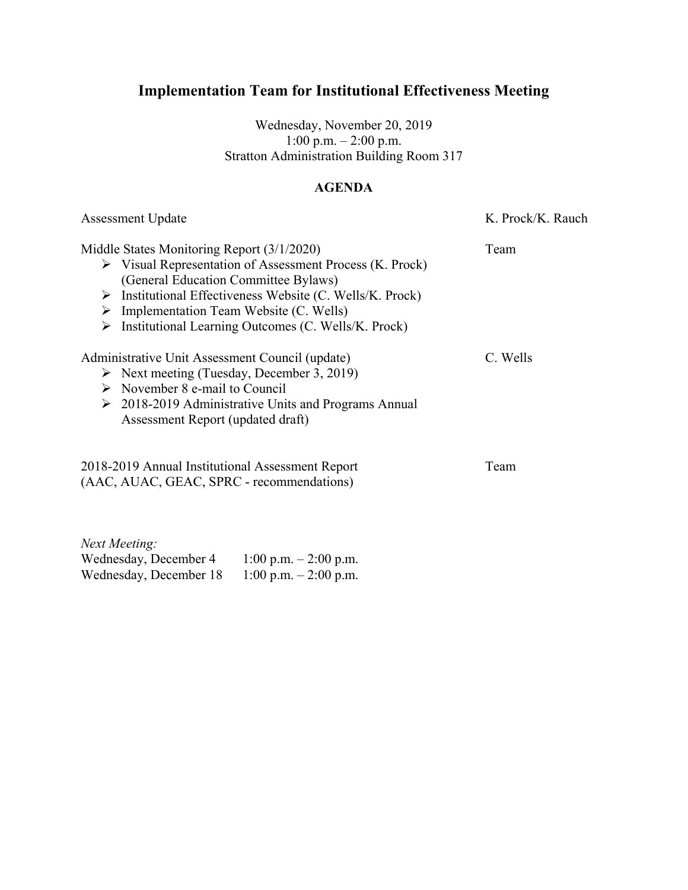# Implementation Team for Institutional Effectiveness Meeting

Wednesday, November 20, 2019
1:00 p.m. – 2:00 p.m.
Stratton Administration Building Room 317

## AGENDA

Assessment Update — K. Prock/K. Rauch

Middle States Monitoring Report (3/1/2020) — Team

- Visual Representation of Assessment Process (K. Prock) (General Education Committee Bylaws)
- Institutional Effectiveness Website (C. Wells/K. Prock)
- Implementation Team Website (C. Wells)
- Institutional Learning Outcomes (C. Wells/K. Prock)

Administrative Unit Assessment Council (update) — C. Wells

- Next meeting (Tuesday, December 3, 2019)
- November 8 e-mail to Council
- 2018-2019 Administrative Units and Programs Annual Assessment Report (updated draft)

2018-2019 Annual Institutional Assessment Report (AAC, AUAC, GEAC, SPRC - recommendations) — Team

*Next Meeting:*

Wednesday, December 4 — 1:00 p.m. – 2:00 p.m.
Wednesday, December 18 — 1:00 p.m. – 2:00 p.m.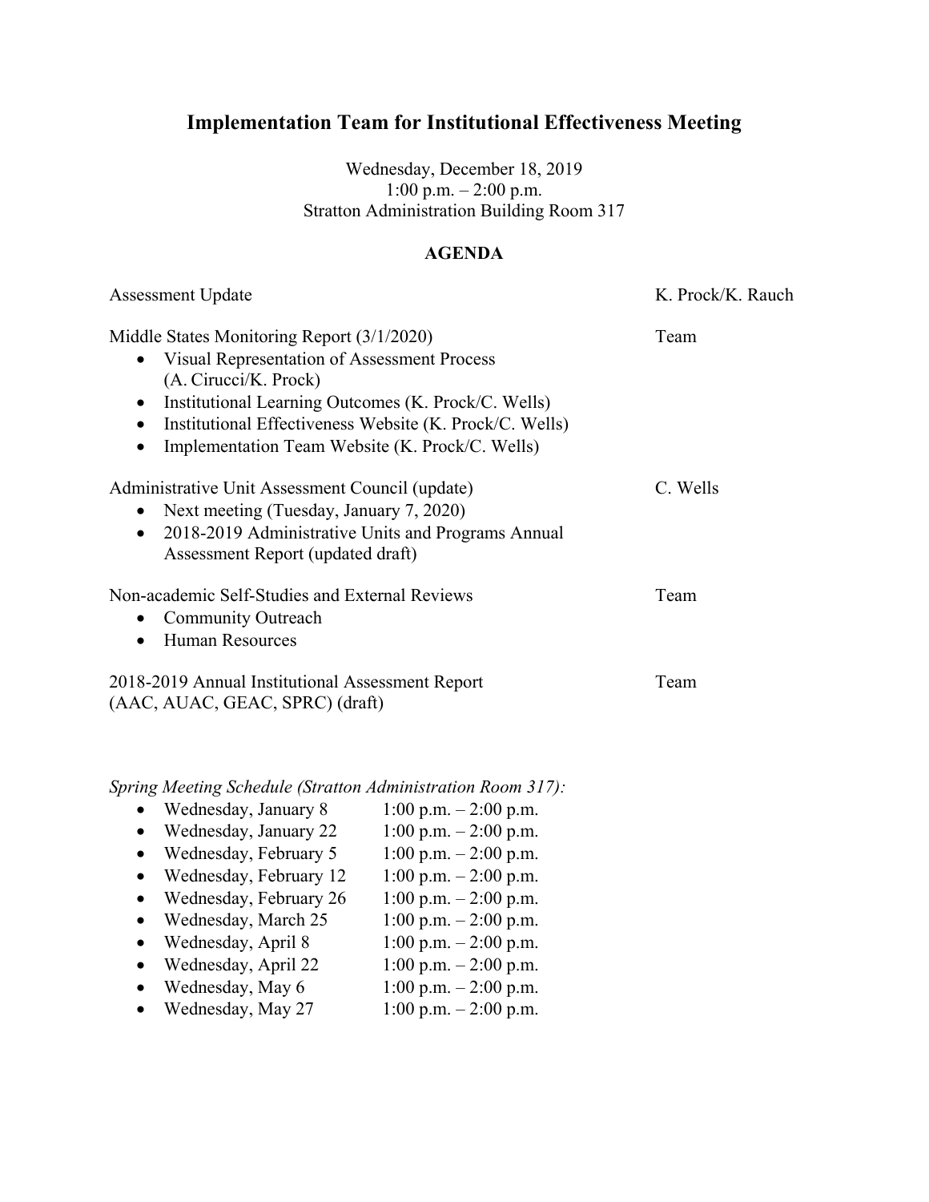# Implementation Team for Institutional Effectiveness Meeting

Wednesday, December 18, 2019
1:00 p.m. – 2:00 p.m.
Stratton Administration Building Room 317

## AGENDA

| | |
|---|---|
| Assessment Update | K. Prock/K. Rauch |
| Middle States Monitoring Report (3/1/2020)<br>• Visual Representation of Assessment Process (A. Cirucci/K. Prock)<br>• Institutional Learning Outcomes (K. Prock/C. Wells)<br>• Institutional Effectiveness Website (K. Prock/C. Wells)<br>• Implementation Team Website (K. Prock/C. Wells) | Team |
| Administrative Unit Assessment Council (update)<br>• Next meeting (Tuesday, January 7, 2020)<br>• 2018-2019 Administrative Units and Programs Annual Assessment Report (updated draft) | C. Wells |
| Non-academic Self-Studies and External Reviews<br>• Community Outreach<br>• Human Resources | Team |
| 2018-2019 Annual Institutional Assessment Report (AAC, AUAC, GEAC, SPRC) (draft) | Team |

*Spring Meeting Schedule (Stratton Administration Room 317):*

- Wednesday, January 8 1:00 p.m. – 2:00 p.m.
- Wednesday, January 22 1:00 p.m. – 2:00 p.m.
- Wednesday, February 5 1:00 p.m. – 2:00 p.m.
- Wednesday, February 12 1:00 p.m. – 2:00 p.m.
- Wednesday, February 26 1:00 p.m. – 2:00 p.m.
- Wednesday, March 25 1:00 p.m. – 2:00 p.m.
- Wednesday, April 8 1:00 p.m. – 2:00 p.m.
- Wednesday, April 22 1:00 p.m. – 2:00 p.m.
- Wednesday, May 6 1:00 p.m. – 2:00 p.m.
- Wednesday, May 27 1:00 p.m. – 2:00 p.m.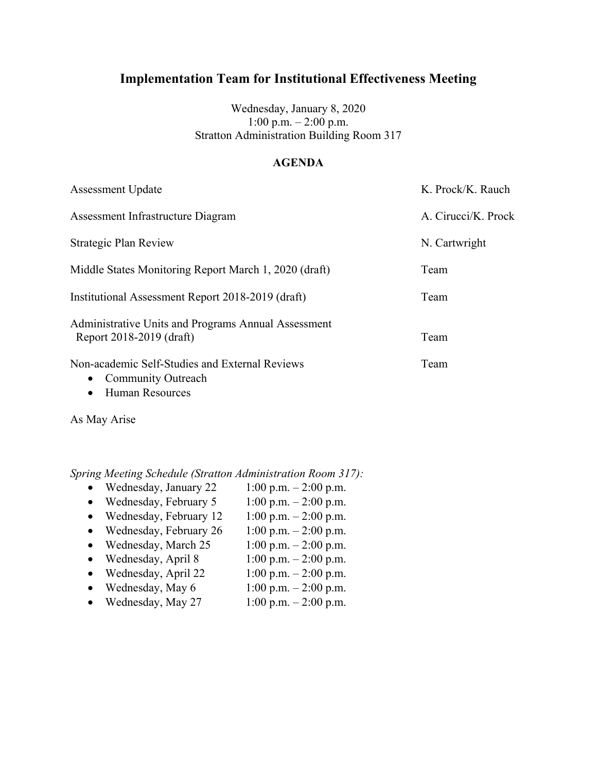# Implementation Team for Institutional Effectiveness Meeting

Wednesday, January 8, 2020
1:00 p.m. – 2:00 p.m.
Stratton Administration Building Room 317

## AGENDA

| | |
|---|---|
| Assessment Update | K. Prock/K. Rauch |
| Assessment Infrastructure Diagram | A. Cirucci/K. Prock |
| Strategic Plan Review | N. Cartwright |
| Middle States Monitoring Report March 1, 2020 (draft) | Team |
| Institutional Assessment Report 2018-2019 (draft) | Team |
| Administrative Units and Programs Annual Assessment Report 2018-2019 (draft) | Team |
| Non-academic Self-Studies and External Reviews<br>• Community Outreach<br>• Human Resources | Team |

As May Arise

*Spring Meeting Schedule (Stratton Administration Room 317):*

- Wednesday, January 22 1:00 p.m. – 2:00 p.m.
- Wednesday, February 5 1:00 p.m. – 2:00 p.m.
- Wednesday, February 12 1:00 p.m. – 2:00 p.m.
- Wednesday, February 26 1:00 p.m. – 2:00 p.m.
- Wednesday, March 25 1:00 p.m. – 2:00 p.m.
- Wednesday, April 8 1:00 p.m. – 2:00 p.m.
- Wednesday, April 22 1:00 p.m. – 2:00 p.m.
- Wednesday, May 6 1:00 p.m. – 2:00 p.m.
- Wednesday, May 27 1:00 p.m. – 2:00 p.m.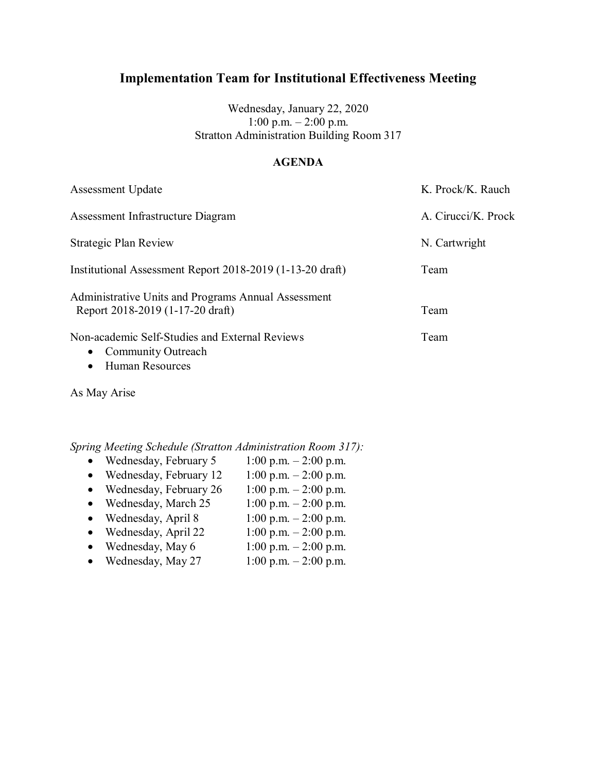# Implementation Team for Institutional Effectiveness Meeting

Wednesday, January 22, 2020
1:00 p.m. – 2:00 p.m.
Stratton Administration Building Room 317

## AGENDA

| | |
|---|---|
| Assessment Update | K. Prock/K. Rauch |
| Assessment Infrastructure Diagram | A. Cirucci/K. Prock |
| Strategic Plan Review | N. Cartwright |
| Institutional Assessment Report 2018-2019 (1-13-20 draft) | Team |
| Administrative Units and Programs Annual Assessment Report 2018-2019 (1-17-20 draft) | Team |
| Non-academic Self-Studies and External Reviews | Team |

Non-academic Self-Studies and External Reviews:
- Community Outreach
- Human Resources

As May Arise

*Spring Meeting Schedule (Stratton Administration Room 317):*

- Wednesday, February 5 — 1:00 p.m. – 2:00 p.m.
- Wednesday, February 12 — 1:00 p.m. – 2:00 p.m.
- Wednesday, February 26 — 1:00 p.m. – 2:00 p.m.
- Wednesday, March 25 — 1:00 p.m. – 2:00 p.m.
- Wednesday, April 8 — 1:00 p.m. – 2:00 p.m.
- Wednesday, April 22 — 1:00 p.m. – 2:00 p.m.
- Wednesday, May 6 — 1:00 p.m. – 2:00 p.m.
- Wednesday, May 27 — 1:00 p.m. – 2:00 p.m.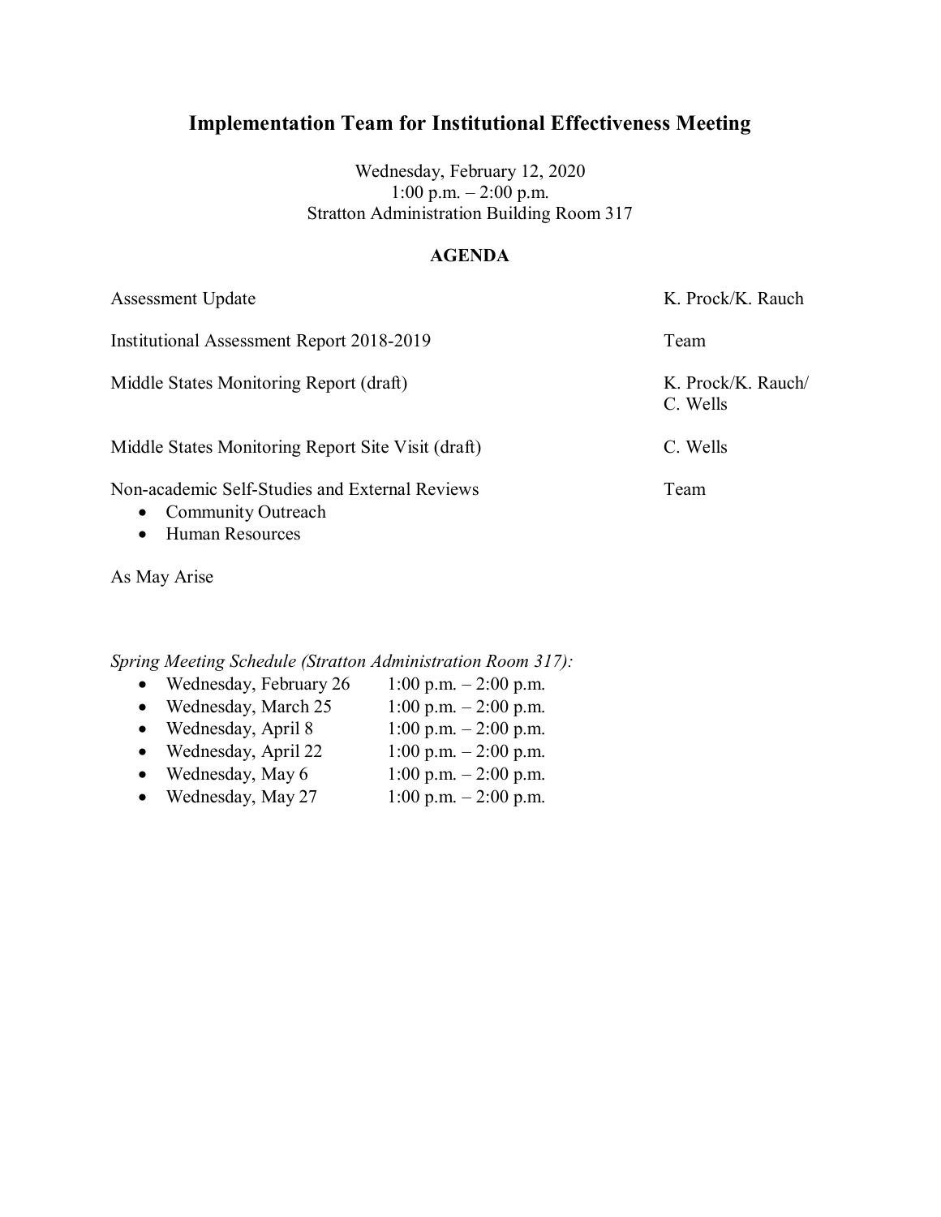# Implementation Team for Institutional Effectiveness Meeting

Wednesday, February 12, 2020
1:00 p.m. – 2:00 p.m.
Stratton Administration Building Room 317

## AGENDA

| | |
|---|---|
| Assessment Update | K. Prock/K. Rauch |
| Institutional Assessment Report 2018-2019 | Team |
| Middle States Monitoring Report (draft) | K. Prock/K. Rauch/ C. Wells |
| Middle States Monitoring Report Site Visit (draft) | C. Wells |
| Non-academic Self-Studies and External Reviews<br>• Community Outreach<br>• Human Resources | Team |
| As May Arise | |

*Spring Meeting Schedule (Stratton Administration Room 317):*

- Wednesday, February 26 1:00 p.m. – 2:00 p.m.
- Wednesday, March 25 1:00 p.m. – 2:00 p.m.
- Wednesday, April 8 1:00 p.m. – 2:00 p.m.
- Wednesday, April 22 1:00 p.m. – 2:00 p.m.
- Wednesday, May 6 1:00 p.m. – 2:00 p.m.
- Wednesday, May 27 1:00 p.m. – 2:00 p.m.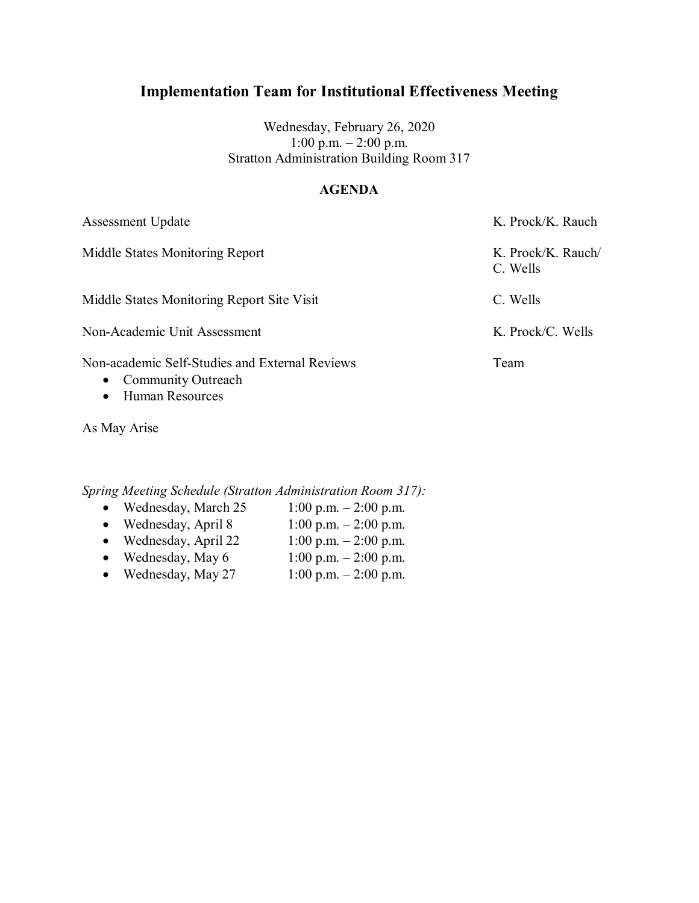# Implementation Team for Institutional Effectiveness Meeting

Wednesday, February 26, 2020
1:00 p.m. – 2:00 p.m.
Stratton Administration Building Room 317

## AGENDA

| | |
|---|---|
| Assessment Update | K. Prock/K. Rauch |
| Middle States Monitoring Report | K. Prock/K. Rauch/ C. Wells |
| Middle States Monitoring Report Site Visit | C. Wells |
| Non-Academic Unit Assessment | K. Prock/C. Wells |
| Non-academic Self-Studies and External Reviews<br>• Community Outreach<br>• Human Resources | Team |
| As May Arise | |

*Spring Meeting Schedule (Stratton Administration Room 317):*

- Wednesday, March 25 1:00 p.m. – 2:00 p.m.
- Wednesday, April 8 1:00 p.m. – 2:00 p.m.
- Wednesday, April 22 1:00 p.m. – 2:00 p.m.
- Wednesday, May 6 1:00 p.m. – 2:00 p.m.
- Wednesday, May 27 1:00 p.m. – 2:00 p.m.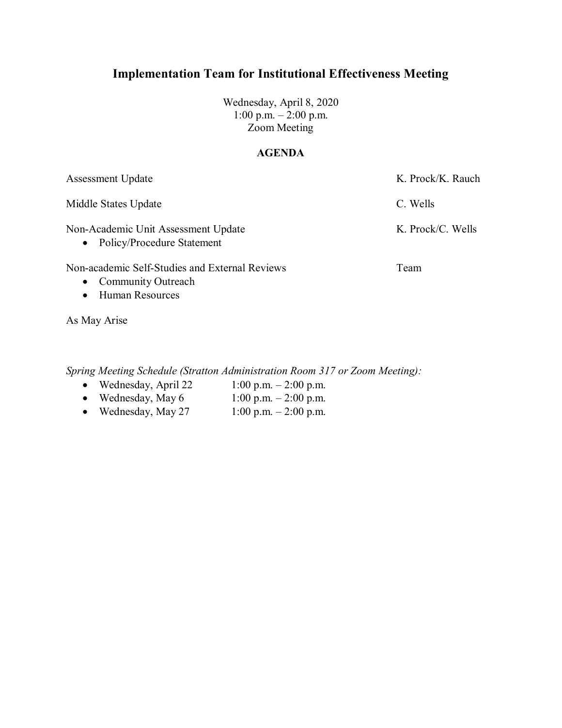# Implementation Team for Institutional Effectiveness Meeting

Wednesday, April 8, 2020
1:00 p.m. – 2:00 p.m.
Zoom Meeting

**AGENDA**

| | |
|---|---|
| Assessment Update | K. Prock/K. Rauch |
| Middle States Update | C. Wells |
| Non-Academic Unit Assessment Update<br>• Policy/Procedure Statement | K. Prock/C. Wells |
| Non-academic Self-Studies and External Reviews<br>• Community Outreach<br>• Human Resources | Team |
| As May Arise | |

*Spring Meeting Schedule (Stratton Administration Room 317 or Zoom Meeting):*

- Wednesday, April 22 — 1:00 p.m. – 2:00 p.m.
- Wednesday, May 6 — 1:00 p.m. – 2:00 p.m.
- Wednesday, May 27 — 1:00 p.m. – 2:00 p.m.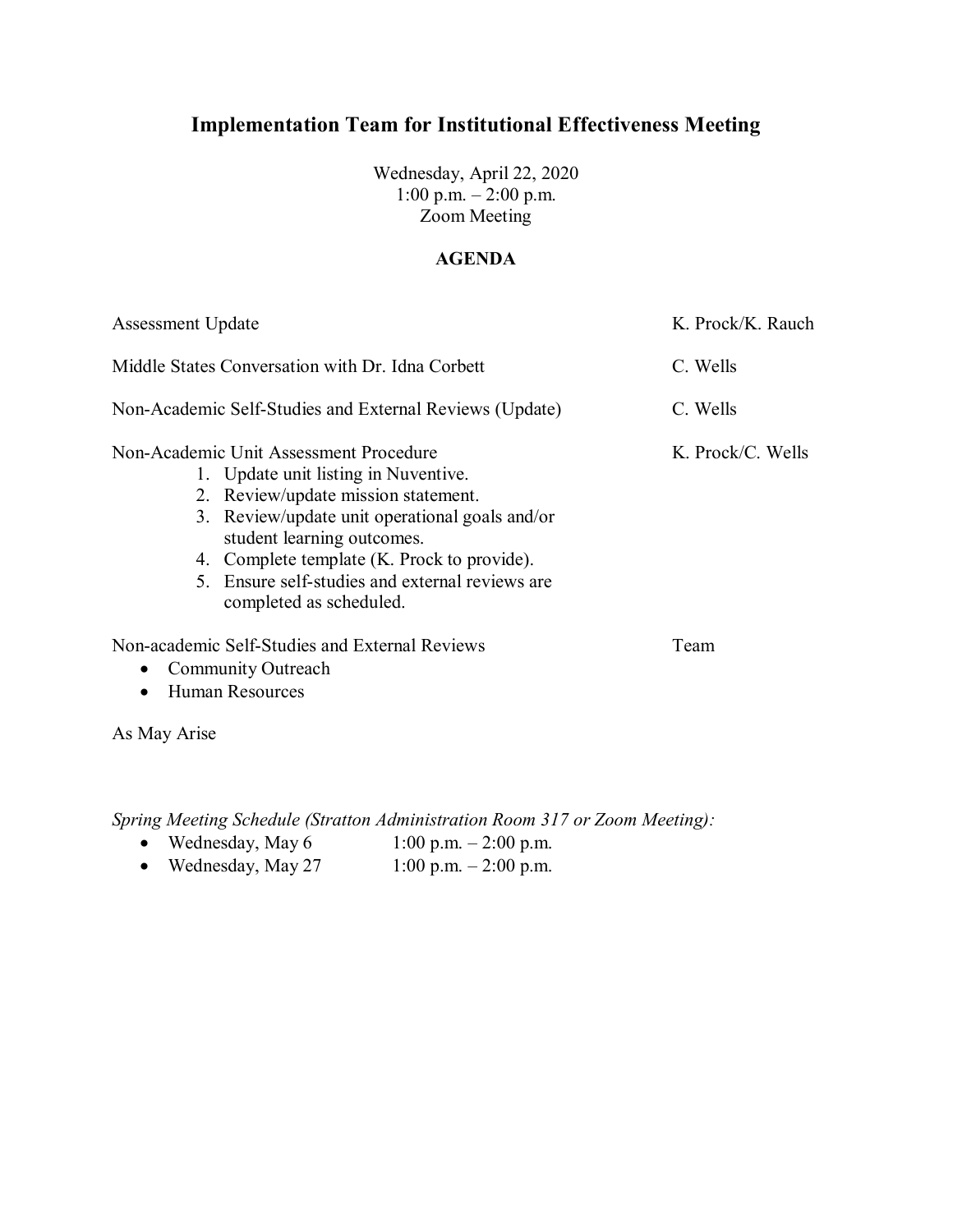# Implementation Team for Institutional Effectiveness Meeting

Wednesday, April 22, 2020
1:00 p.m. – 2:00 p.m.
Zoom Meeting

## AGENDA

| | |
|---|---|
| Assessment Update | K. Prock/K. Rauch |
| Middle States Conversation with Dr. Idna Corbett | C. Wells |
| Non-Academic Self-Studies and External Reviews (Update) | C. Wells |
| Non-Academic Unit Assessment Procedure | K. Prock/C. Wells |

1. Update unit listing in Nuventive.
2. Review/update mission statement.
3. Review/update unit operational goals and/or student learning outcomes.
4. Complete template (K. Prock to provide).
5. Ensure self-studies and external reviews are completed as scheduled.

Non-academic Self-Studies and External Reviews — Team

- Community Outreach
- Human Resources

As May Arise

*Spring Meeting Schedule (Stratton Administration Room 317 or Zoom Meeting):*

- Wednesday, May 6 — 1:00 p.m. – 2:00 p.m.
- Wednesday, May 27 — 1:00 p.m. – 2:00 p.m.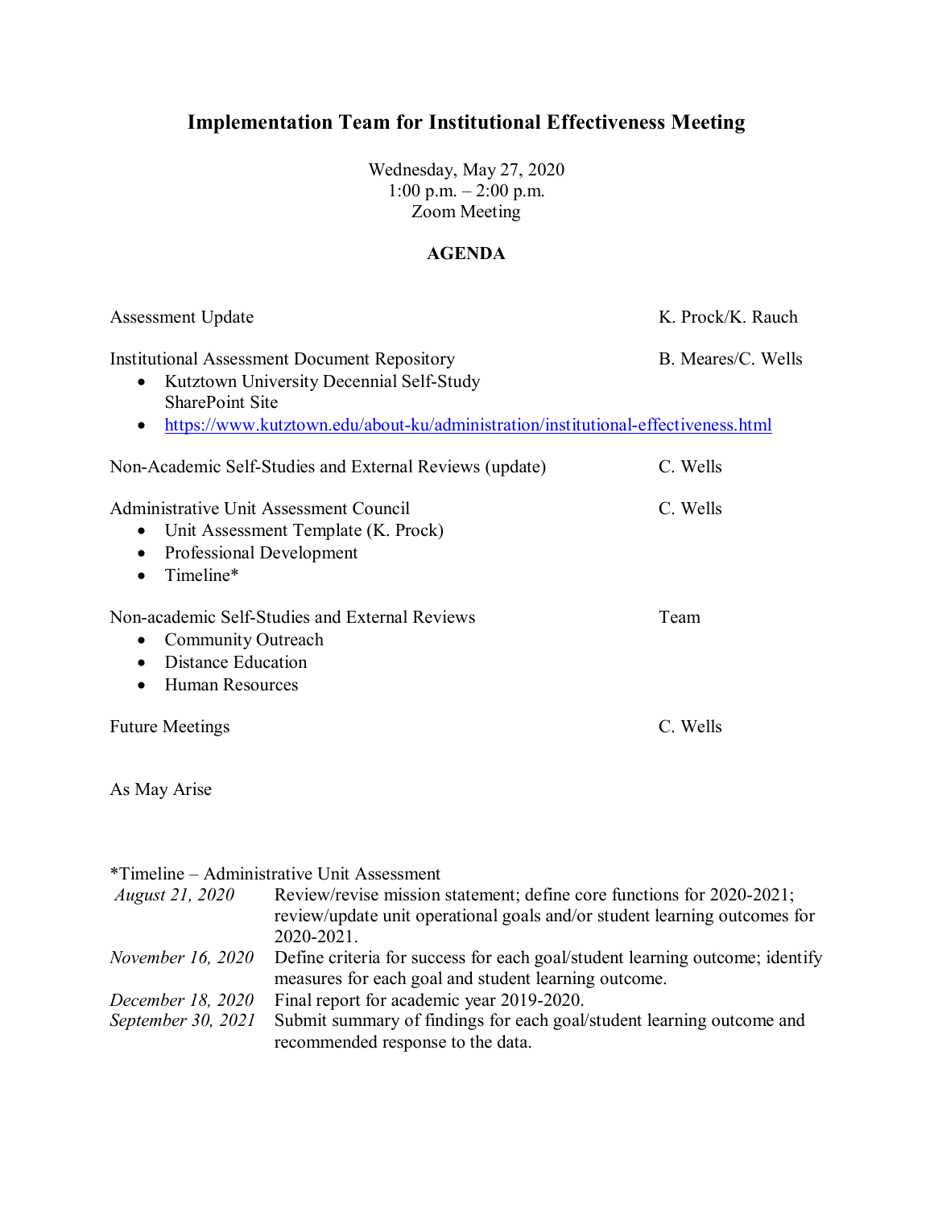# Implementation Team for Institutional Effectiveness Meeting

Wednesday, May 27, 2020
1:00 p.m. – 2:00 p.m.
Zoom Meeting

**AGENDA**

Assessment Update — K. Prock/K. Rauch

Institutional Assessment Document Repository — B. Meares/C. Wells

- Kutztown University Decennial Self-Study SharePoint Site
- https://www.kutztown.edu/about-ku/administration/institutional-effectiveness.html

Non-Academic Self-Studies and External Reviews (update) — C. Wells

Administrative Unit Assessment Council — C. Wells

- Unit Assessment Template (K. Prock)
- Professional Development
- Timeline*

Non-academic Self-Studies and External Reviews — Team

- Community Outreach
- Distance Education
- Human Resources

Future Meetings — C. Wells

As May Arise

*Timeline – Administrative Unit Assessment

| | |
|---|---|
| *August 21, 2020* | Review/revise mission statement; define core functions for 2020-2021; review/update unit operational goals and/or student learning outcomes for 2020-2021. |
| *November 16, 2020* | Define criteria for success for each goal/student learning outcome; identify measures for each goal and student learning outcome. |
| *December 18, 2020* | Final report for academic year 2019-2020. |
| *September 30, 2021* | Submit summary of findings for each goal/student learning outcome and recommended response to the data. |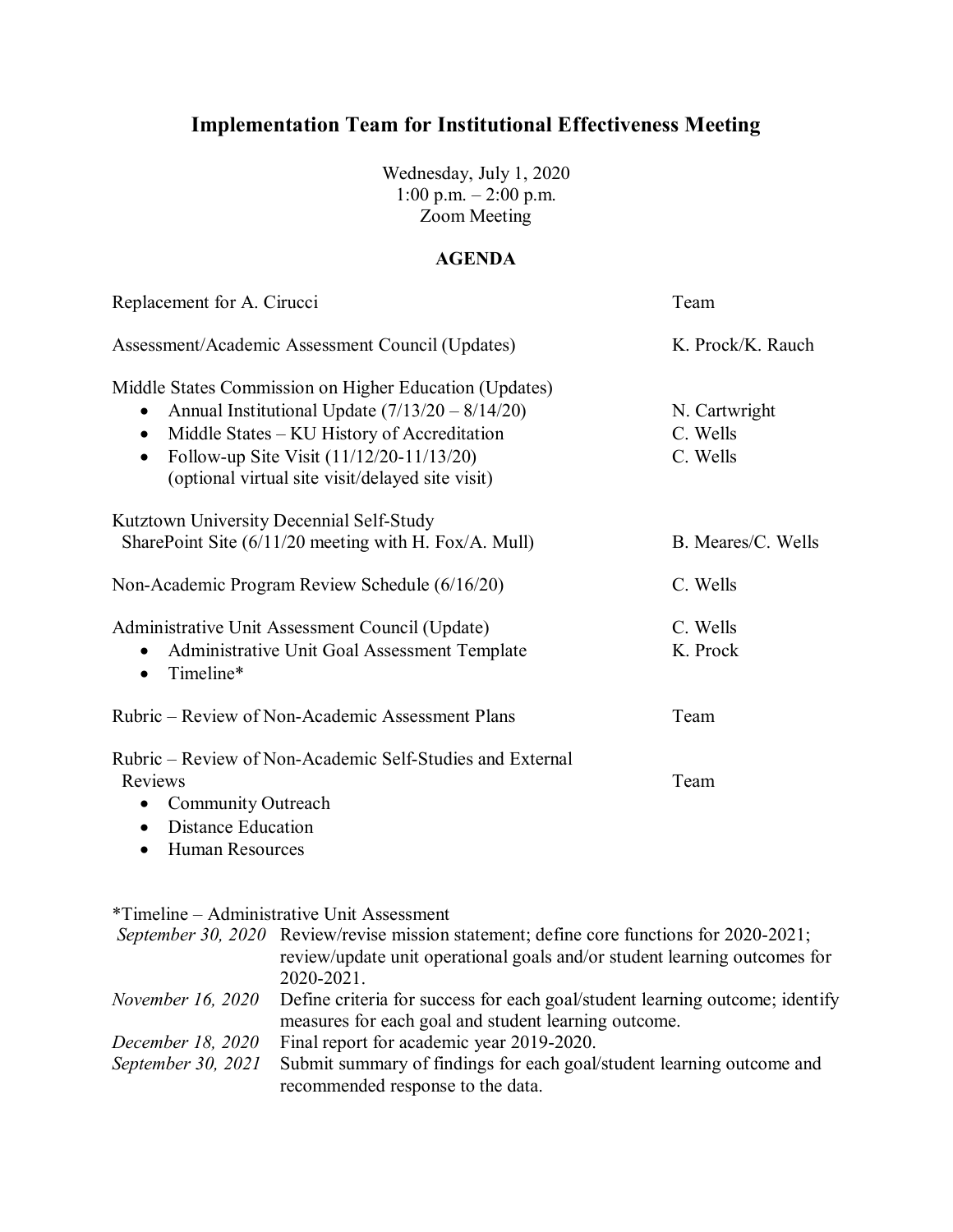# Implementation Team for Institutional Effectiveness Meeting

Wednesday, July 1, 2020
1:00 p.m. – 2:00 p.m.
Zoom Meeting

**AGENDA**

| Item | Presenter |
|---|---|
| Replacement for A. Cirucci | Team |
| Assessment/Academic Assessment Council (Updates) | K. Prock/K. Rauch |
| Middle States Commission on Higher Education (Updates) | |
| • Annual Institutional Update (7/13/20 – 8/14/20) | N. Cartwright |
| • Middle States – KU History of Accreditation | C. Wells |
| • Follow-up Site Visit (11/12/20-11/13/20) (optional virtual site visit/delayed site visit) | C. Wells |
| Kutztown University Decennial Self-Study SharePoint Site (6/11/20 meeting with H. Fox/A. Mull) | B. Meares/C. Wells |
| Non-Academic Program Review Schedule (6/16/20) | C. Wells |
| Administrative Unit Assessment Council (Update) | C. Wells |
| • Administrative Unit Goal Assessment Template | K. Prock |
| • Timeline* | |
| Rubric – Review of Non-Academic Assessment Plans | Team |
| Rubric – Review of Non-Academic Self-Studies and External Reviews | Team |
| • Community Outreach | |
| • Distance Education | |
| • Human Resources | |

*Timeline – Administrative Unit Assessment

| Date | Task |
|---|---|
| *September 30, 2020* | Review/revise mission statement; define core functions for 2020-2021; review/update unit operational goals and/or student learning outcomes for 2020-2021. |
| *November 16, 2020* | Define criteria for success for each goal/student learning outcome; identify measures for each goal and student learning outcome. |
| *December 18, 2020* | Final report for academic year 2019-2020. |
| *September 30, 2021* | Submit summary of findings for each goal/student learning outcome and recommended response to the data. |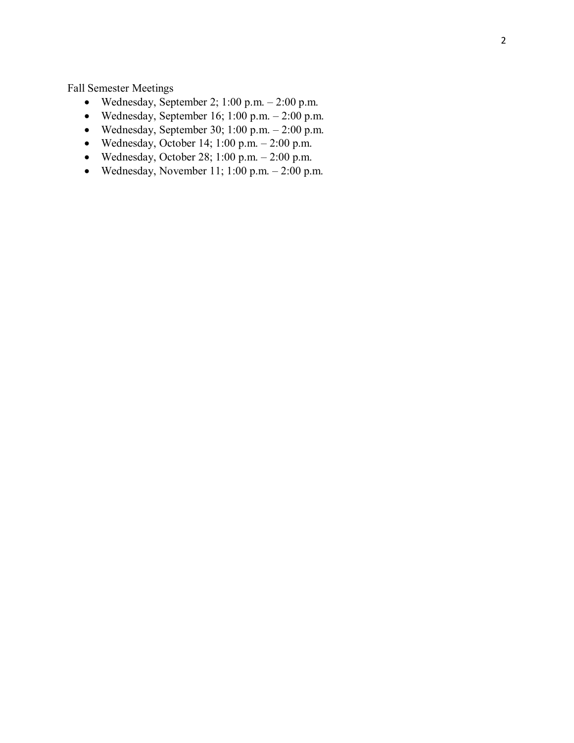Fall Semester Meetings

- Wednesday, September 2; 1:00 p.m. – 2:00 p.m.
- Wednesday, September 16; 1:00 p.m. – 2:00 p.m.
- Wednesday, September 30; 1:00 p.m. – 2:00 p.m.
- Wednesday, October 14; 1:00 p.m. – 2:00 p.m.
- Wednesday, October 28; 1:00 p.m. – 2:00 p.m.
- Wednesday, November 11; 1:00 p.m. – 2:00 p.m.